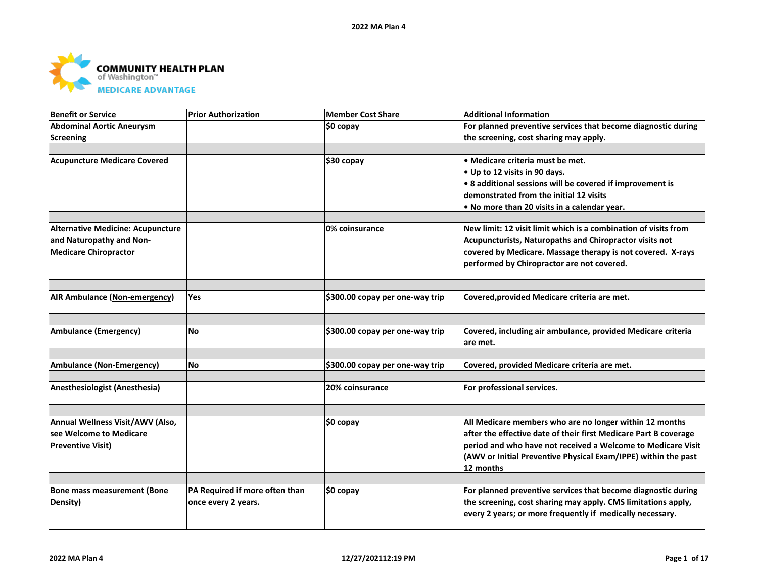COMMUNITY HEALTH PLAN of Washington™ MEDICARE ADVANTAGE

| Benefit or Service | Prior Authorization | Member Cost Share | Additional Information |
| --- | --- | --- | --- |
| Abdominal Aortic Aneurysm Screening | | $0 copay | For planned preventive services that become diagnostic during the screening, cost sharing may apply. |
| | | | |
| Acupuncture Medicare Covered | | $30 copay | • Medicare criteria must be met.<br>• Up to 12 visits in 90 days.<br>• 8 additional sessions will be covered if improvement is demonstrated from the initial 12 visits<br>• No more than 20 visits in a calendar year. |
| | | | |
| Alternative Medicine: Acupuncture and Naturopathy and Non-Medicare Chiropractor | | 0% coinsurance | New limit: 12 visit limit which is a combination of visits from Acupuncturists, Naturopaths and Chiropractor visits not covered by Medicare. Massage therapy is not covered. X-rays performed by Chiropractor are not covered. |
| | | | |
| AIR Ambulance (Non-emergency) | Yes | $300.00 copay per one-way trip | Covered,provided Medicare criteria are met. |
| | | | |
| Ambulance (Emergency) | No | $300.00 copay per one-way trip | Covered, including air ambulance, provided Medicare criteria are met. |
| | | | |
| Ambulance (Non-Emergency) | No | $300.00 copay per one-way trip | Covered, provided Medicare criteria are met. |
| | | | |
| Anesthesiologist (Anesthesia) | | 20% coinsurance | For professional services. |
| | | | |
| Annual Wellness Visit/AWV (Also, see Welcome to Medicare Preventive Visit) | | $0 copay | All Medicare members who are no longer within 12 months after the effective date of their first Medicare Part B coverage period and who have not received a Welcome to Medicare Visit (AWV or Initial Preventive Physical Exam/IPPE) within the past 12 months |
| | | | |
| Bone mass measurement (Bone Density) | PA Required if more often than once every 2 years. | $0 copay | For planned preventive services that become diagnostic during the screening, cost sharing may apply. CMS limitations apply, every 2 years; or more frequently if medically necessary. |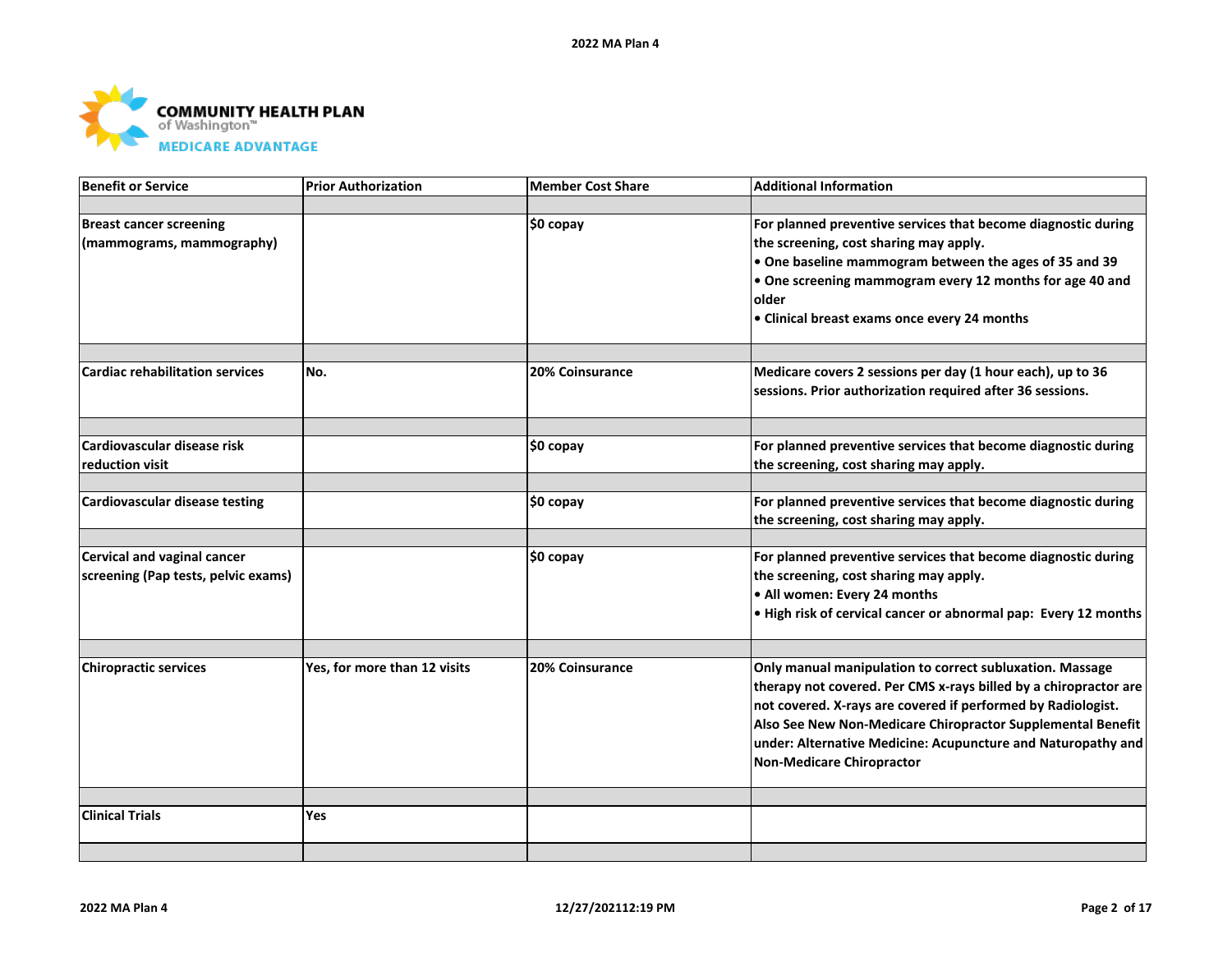**COMMUNITY HEALTH PLAN** of Washington™ **MEDICARE ADVANTAGE**

| Benefit or Service | Prior Authorization | Member Cost Share | Additional Information |
| --- | --- | --- | --- |
| | | | |
| Breast cancer screening (mammograms, mammography) | | $0 copay | For planned preventive services that become diagnostic during the screening, cost sharing may apply.<br>• One baseline mammogram between the ages of 35 and 39<br>• One screening mammogram every 12 months for age 40 and older<br>• Clinical breast exams once every 24 months |
| | | | |
| Cardiac rehabilitation services | No. | 20% Coinsurance | Medicare covers 2 sessions per day (1 hour each), up to 36 sessions. Prior authorization required after 36 sessions. |
| | | | |
| Cardiovascular disease risk reduction visit | | $0 copay | For planned preventive services that become diagnostic during the screening, cost sharing may apply. |
| | | | |
| Cardiovascular disease testing | | $0 copay | For planned preventive services that become diagnostic during the screening, cost sharing may apply. |
| | | | |
| Cervical and vaginal cancer screening (Pap tests, pelvic exams) | | $0 copay | For planned preventive services that become diagnostic during the screening, cost sharing may apply.<br>• All women: Every 24 months<br>• High risk of cervical cancer or abnormal pap: Every 12 months |
| | | | |
| Chiropractic services | Yes, for more than 12 visits | 20% Coinsurance | Only manual manipulation to correct subluxation. Massage therapy not covered. Per CMS x-rays billed by a chiropractor are not covered. X-rays are covered if performed by Radiologist. Also See New Non-Medicare Chiropractor Supplemental Benefit under: Alternative Medicine: Acupuncture and Naturopathy and Non-Medicare Chiropractor |
| | | | |
| Clinical Trials | Yes | | |
| | | | |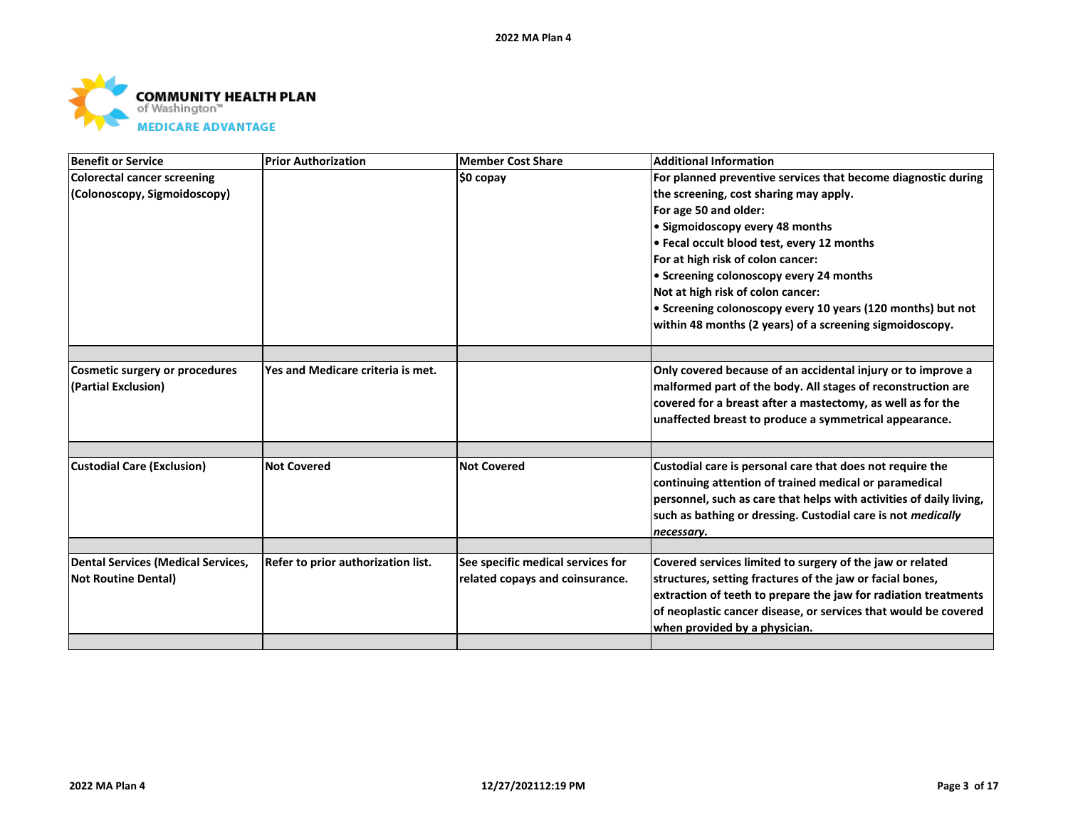| Benefit or Service | Prior Authorization | Member Cost Share | Additional Information |
|---|---|---|---|
| Colorectal cancer screening (Colonoscopy, Sigmoidoscopy) | | $0 copay | For planned preventive services that become diagnostic during the screening, cost sharing may apply.<br>For age 50 and older:<br>• Sigmoidoscopy every 48 months<br>• Fecal occult blood test, every 12 months<br>For at high risk of colon cancer:<br>• Screening colonoscopy every 24 months<br>Not at high risk of colon cancer:<br>• Screening colonoscopy every 10 years (120 months) but not within 48 months (2 years) of a screening sigmoidoscopy. |
| | | | |
| Cosmetic surgery or procedures (Partial Exclusion) | Yes and Medicare criteria is met. | | Only covered because of an accidental injury or to improve a malformed part of the body. All stages of reconstruction are covered for a breast after a mastectomy, as well as for the unaffected breast to produce a symmetrical appearance. |
| | | | |
| Custodial Care (Exclusion) | Not Covered | Not Covered | Custodial care is personal care that does not require the continuing attention of trained medical or paramedical personnel, such as care that helps with activities of daily living, such as bathing or dressing. Custodial care is not *medically necessary.* |
| | | | |
| Dental Services (Medical Services, Not Routine Dental) | Refer to prior authorization list. | See specific medical services for related copays and coinsurance. | Covered services limited to surgery of the jaw or related structures, setting fractures of the jaw or facial bones, extraction of teeth to prepare the jaw for radiation treatments of neoplastic cancer disease, or services that would be covered when provided by a physician. |
| | | | |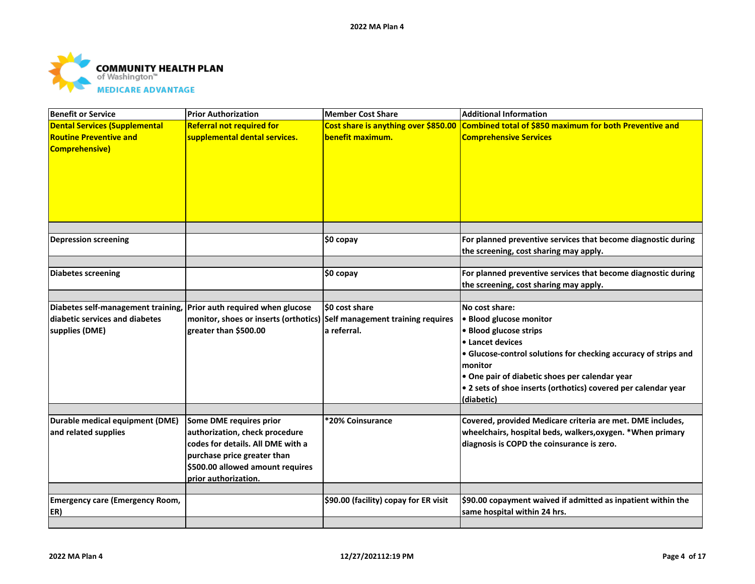| Benefit or Service | Prior Authorization | Member Cost Share | Additional Information |
|---|---|---|---|
| Dental Services (Supplemental Routine Preventive and Comprehensive) | Referral not required for supplemental dental services. | Cost share is anything over $850.00 benefit maximum. | Combined total of $850 maximum for both Preventive and Comprehensive Services |
| Depression screening | | $0 copay | For planned preventive services that become diagnostic during the screening, cost sharing may apply. |
| Diabetes screening | | $0 copay | For planned preventive services that become diagnostic during the screening, cost sharing may apply. |
| Diabetes self-management training, diabetic services and diabetes supplies (DME) | Prior auth required when glucose monitor, shoes or inserts (orthotics) greater than $500.00 | $0 cost share<br>Self management training requires a referral. | No cost share:<br>• Blood glucose monitor<br>• Blood glucose strips<br>• Lancet devices<br>• Glucose-control solutions for checking accuracy of strips and monitor<br>• One pair of diabetic shoes per calendar year<br>• 2 sets of shoe inserts (orthotics) covered per calendar year (diabetic) |
| Durable medical equipment (DME) and related supplies | Some DME requires prior authorization, check procedure codes for details. All DME with a purchase price greater than $500.00 allowed amount requires prior authorization. | *20% Coinsurance | Covered, provided Medicare criteria are met. DME includes, wheelchairs, hospital beds, walkers,oxygen. *When primary diagnosis is COPD the coinsurance is zero. |
| Emergency care (Emergency Room, ER) | | $90.00 (facility) copay for ER visit | $90.00 copayment waived if admitted as inpatient within the same hospital within 24 hrs. |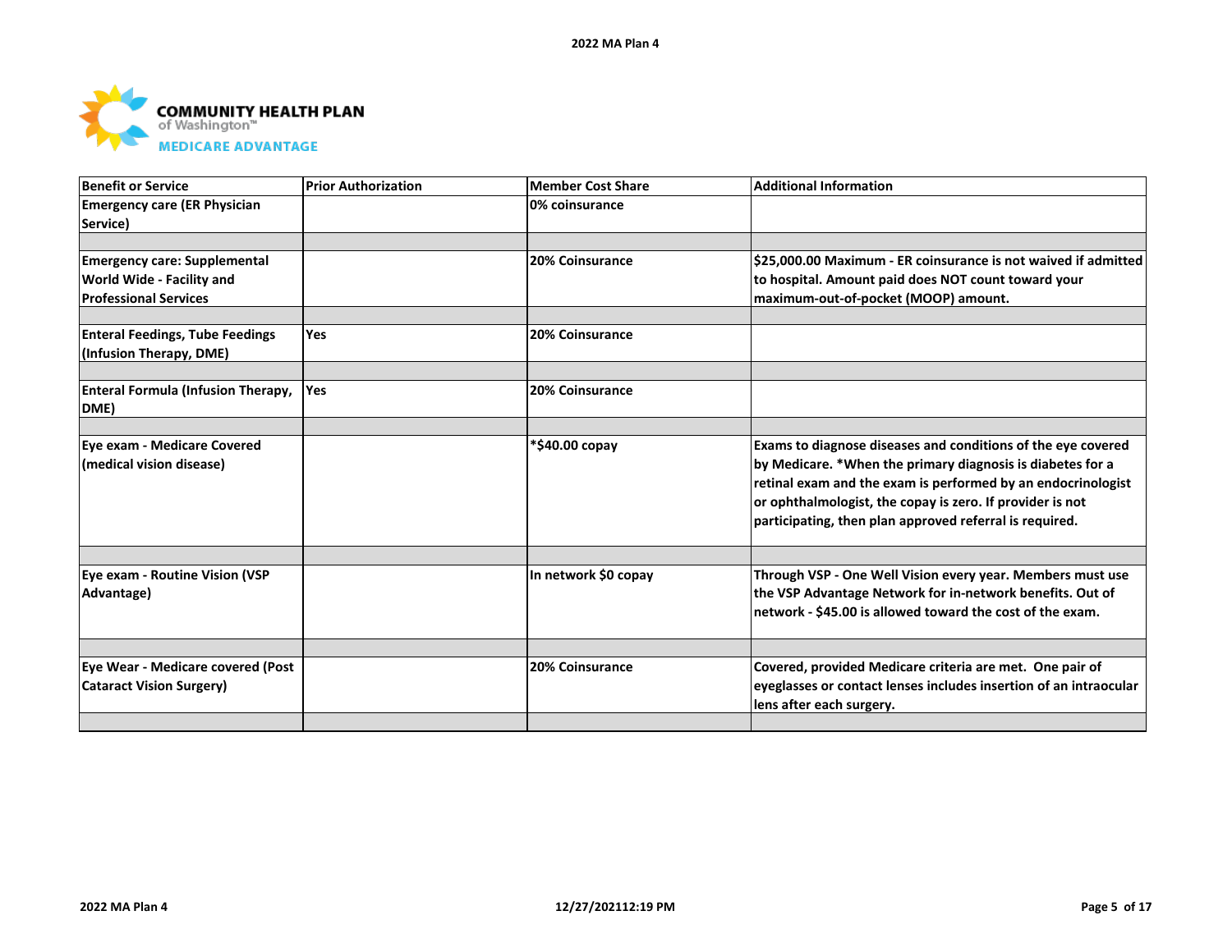COMMUNITY HEALTH PLAN of Washington™ MEDICARE ADVANTAGE

| Benefit or Service | Prior Authorization | Member Cost Share | Additional Information |
|---|---|---|---|
| Emergency care (ER Physician Service) | | 0% coinsurance | |
| Emergency care: Supplemental World Wide - Facility and Professional Services | | 20% Coinsurance | $25,000.00 Maximum - ER coinsurance is not waived if admitted to hospital. Amount paid does NOT count toward your maximum-out-of-pocket (MOOP) amount. |
| Enteral Feedings, Tube Feedings (Infusion Therapy, DME) | Yes | 20% Coinsurance | |
| Enteral Formula (Infusion Therapy, DME) | Yes | 20% Coinsurance | |
| Eye exam - Medicare Covered (medical vision disease) | | *$40.00 copay | Exams to diagnose diseases and conditions of the eye covered by Medicare. *When the primary diagnosis is diabetes for a retinal exam and the exam is performed by an endocrinologist or ophthalmologist, the copay is zero. If provider is not participating, then plan approved referral is required. |
| Eye exam - Routine Vision (VSP Advantage) | | In network $0 copay | Through VSP - One Well Vision every year. Members must use the VSP Advantage Network for in-network benefits. Out of network - $45.00 is allowed toward the cost of the exam. |
| Eye Wear - Medicare covered (Post Cataract Vision Surgery) | | 20% Coinsurance | Covered, provided Medicare criteria are met. One pair of eyeglasses or contact lenses includes insertion of an intraocular lens after each surgery. |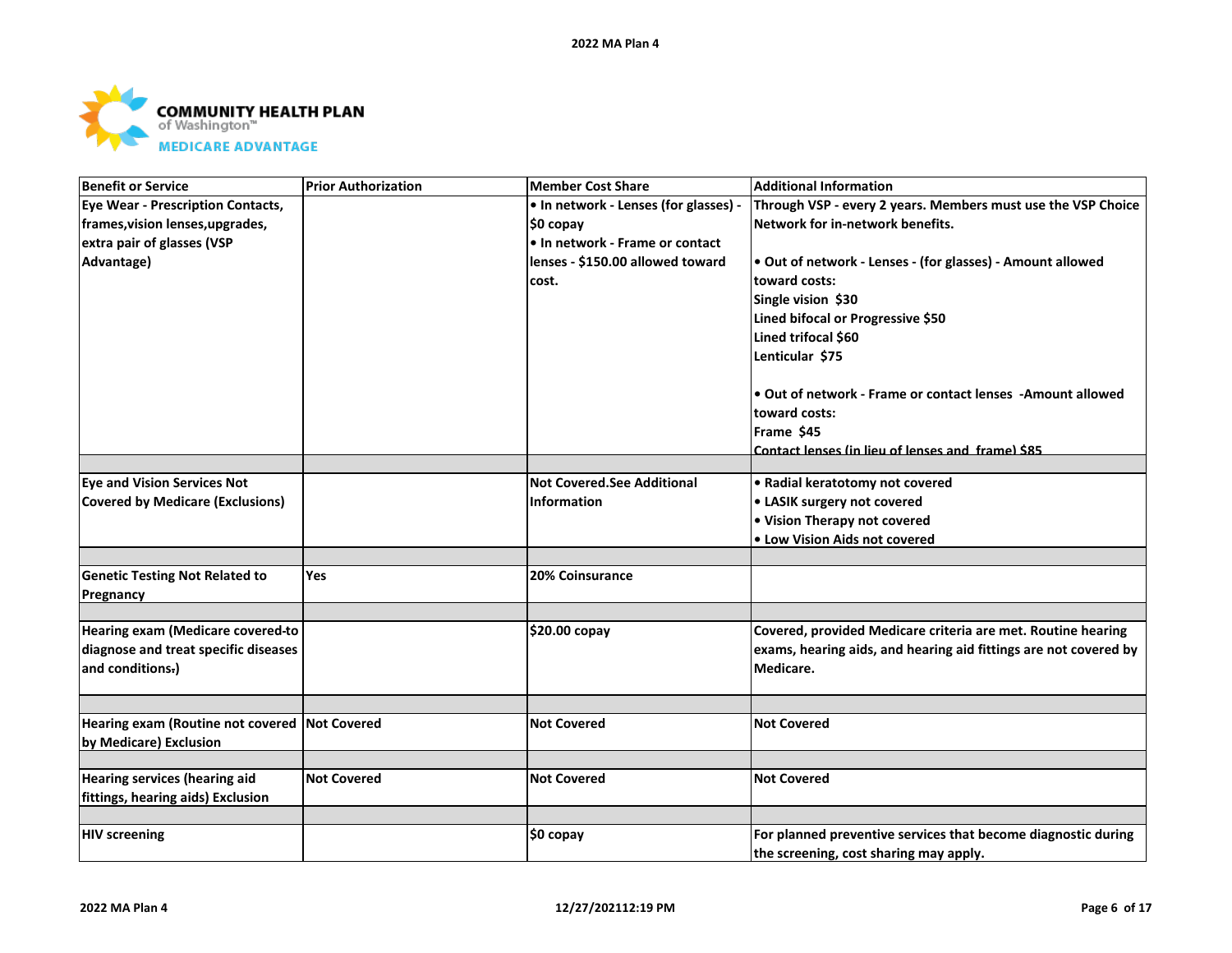**COMMUNITY HEALTH PLAN**
of Washington™
**MEDICARE ADVANTAGE**

| Benefit or Service | Prior Authorization | Member Cost Share | Additional Information |
|---|---|---|---|
| Eye Wear - Prescription Contacts, frames,vision lenses,upgrades, extra pair of glasses (VSP Advantage) | | • In network - Lenses (for glasses) - $0 copay<br>• In network - Frame or contact lenses - $150.00 allowed toward cost. | Through VSP - every 2 years. Members must use the VSP Choice Network for in-network benefits.<br><br>• Out of network - Lenses - (for glasses) - Amount allowed toward costs:<br>Single vision $30<br>Lined bifocal or Progressive $50<br>Lined trifocal $60<br>Lenticular $75<br><br>• Out of network - Frame or contact lenses -Amount allowed toward costs:<br>Frame $45<br>Contact lenses (in lieu of lenses and frame) $85 |
| | | | |
| Eye and Vision Services Not Covered by Medicare (Exclusions) | | Not Covered.See Additional Information | • Radial keratotomy not covered<br>• LASIK surgery not covered<br>• Vision Therapy not covered<br>• Low Vision Aids not covered |
| | | | |
| Genetic Testing Not Related to Pregnancy | Yes | 20% Coinsurance | |
| | | | |
| Hearing exam (Medicare covered-to diagnose and treat specific diseases and conditions.) | | $20.00 copay | Covered, provided Medicare criteria are met. Routine hearing exams, hearing aids, and hearing aid fittings are not covered by Medicare. |
| | | | |
| Hearing exam (Routine not covered by Medicare) Exclusion | Not Covered | Not Covered | Not Covered |
| | | | |
| Hearing services (hearing aid fittings, hearing aids) Exclusion | Not Covered | Not Covered | Not Covered |
| | | | |
| HIV screening | | $0 copay | For planned preventive services that become diagnostic during the screening, cost sharing may apply. |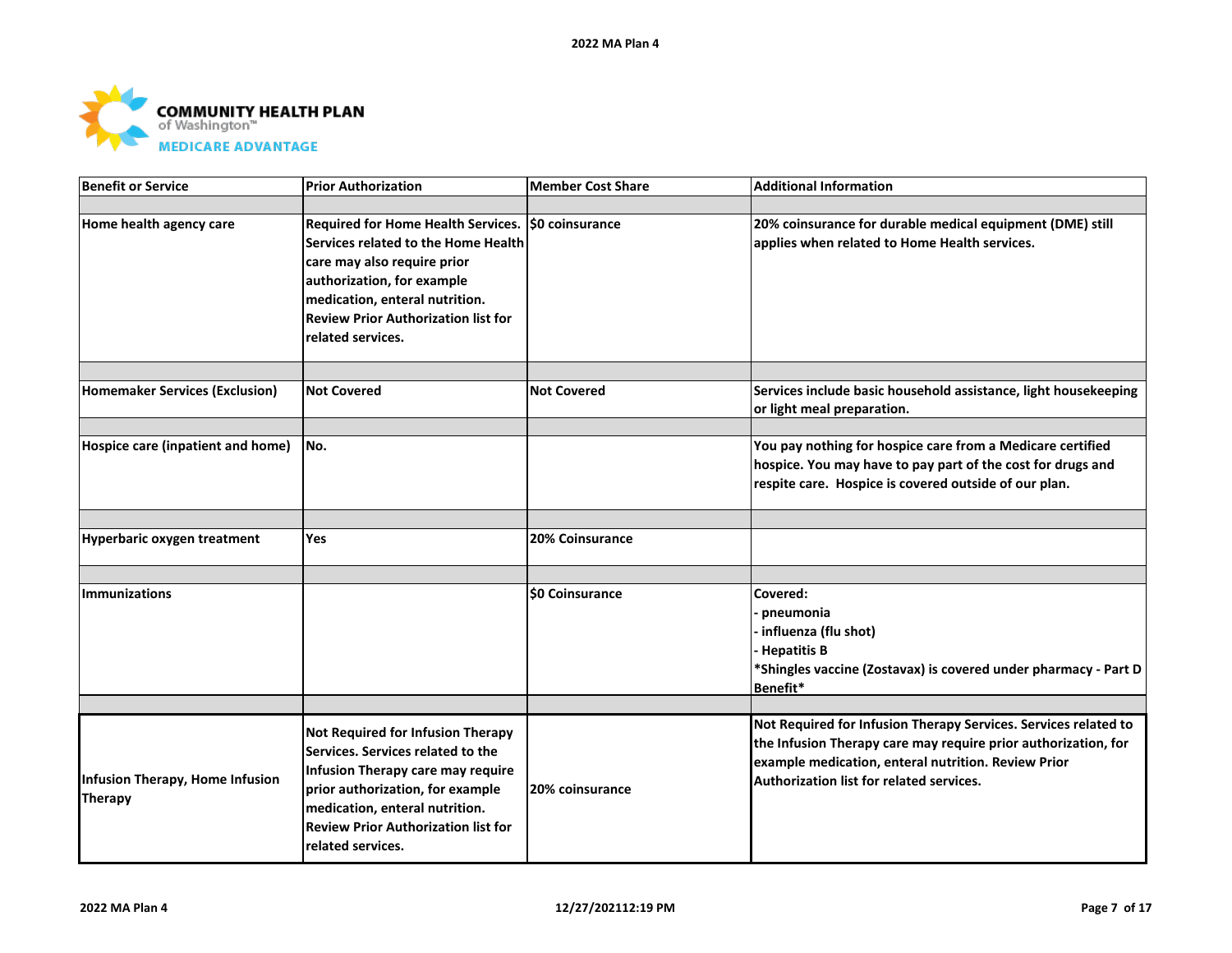**COMMUNITY HEALTH PLAN** of Washington™

**MEDICARE ADVANTAGE**

| Benefit or Service | Prior Authorization | Member Cost Share | Additional Information |
|---|---|---|---|
| Home health agency care | Required for Home Health Services. Services related to the Home Health care may also require prior authorization, for example medication, enteral nutrition. Review Prior Authorization list for related services. | $0 coinsurance | 20% coinsurance for durable medical equipment (DME) still applies when related to Home Health services. |
| Homemaker Services (Exclusion) | Not Covered | Not Covered | Services include basic household assistance, light housekeeping or light meal preparation. |
| Hospice care (inpatient and home) | No. | | You pay nothing for hospice care from a Medicare certified hospice. You may have to pay part of the cost for drugs and respite care. Hospice is covered outside of our plan. |
| Hyperbaric oxygen treatment | Yes | 20% Coinsurance | |
| Immunizations | | $0 Coinsurance | Covered:<br>- pneumonia<br>- influenza (flu shot)<br>- Hepatitis B<br>*Shingles vaccine (Zostavax) is covered under pharmacy - Part D Benefit* |
| Infusion Therapy, Home Infusion Therapy | Not Required for Infusion Therapy Services. Services related to the Infusion Therapy care may require prior authorization, for example medication, enteral nutrition. Review Prior Authorization list for related services. | 20% coinsurance | Not Required for Infusion Therapy Services. Services related to the Infusion Therapy care may require prior authorization, for example medication, enteral nutrition. Review Prior Authorization list for related services. |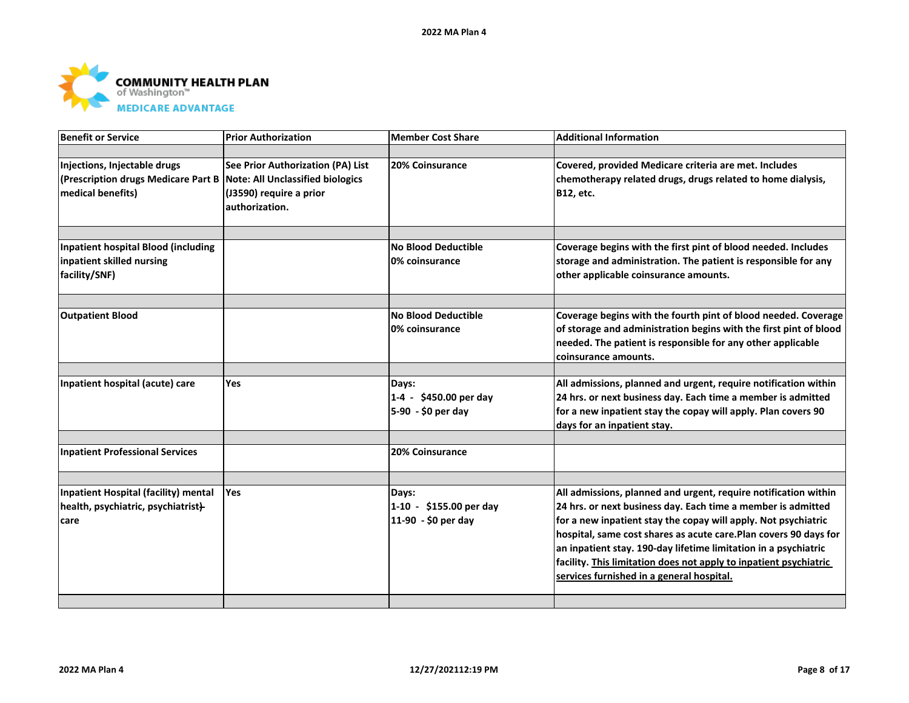COMMUNITY HEALTH PLAN of Washington™ MEDICARE ADVANTAGE

| Benefit or Service | Prior Authorization | Member Cost Share | Additional Information |
|---|---|---|---|
| | | | |
| Injections, Injectable drugs (Prescription drugs Medicare Part B medical benefits) | See Prior Authorization (PA) List Note: All Unclassified biologics (J3590) require a prior authorization. | 20% Coinsurance | Covered, provided Medicare criteria are met. Includes chemotherapy related drugs, drugs related to home dialysis, B12, etc. |
| | | | |
| Inpatient hospital Blood (including inpatient skilled nursing facility/SNF) | | No Blood Deductible<br>0% coinsurance | Coverage begins with the first pint of blood needed. Includes storage and administration. The patient is responsible for any other applicable coinsurance amounts. |
| | | | |
| Outpatient Blood | | No Blood Deductible<br>0% coinsurance | Coverage begins with the fourth pint of blood needed. Coverage of storage and administration begins with the first pint of blood needed. The patient is responsible for any other applicable coinsurance amounts. |
| | | | |
| Inpatient hospital (acute) care | Yes | Days:<br>1-4 - $450.00 per day<br>5-90 - $0 per day | All admissions, planned and urgent, require notification within 24 hrs. or next business day. Each time a member is admitted for a new inpatient stay the copay will apply. Plan covers 90 days for an inpatient stay. |
| | | | |
| Inpatient Professional Services | | 20% Coinsurance | |
| | | | |
| Inpatient Hospital (facility) mental health, psychiatric, psychiatrist care | Yes | Days:<br>1-10 - $155.00 per day<br>11-90 - $0 per day | All admissions, planned and urgent, require notification within 24 hrs. or next business day. Each time a member is admitted for a new inpatient stay the copay will apply. Not psychiatric hospital, same cost shares as acute care.Plan covers 90 days for an inpatient stay. 190-day lifetime limitation in a psychiatric facility. This limitation does not apply to inpatient psychiatric services furnished in a general hospital. |
| | | | |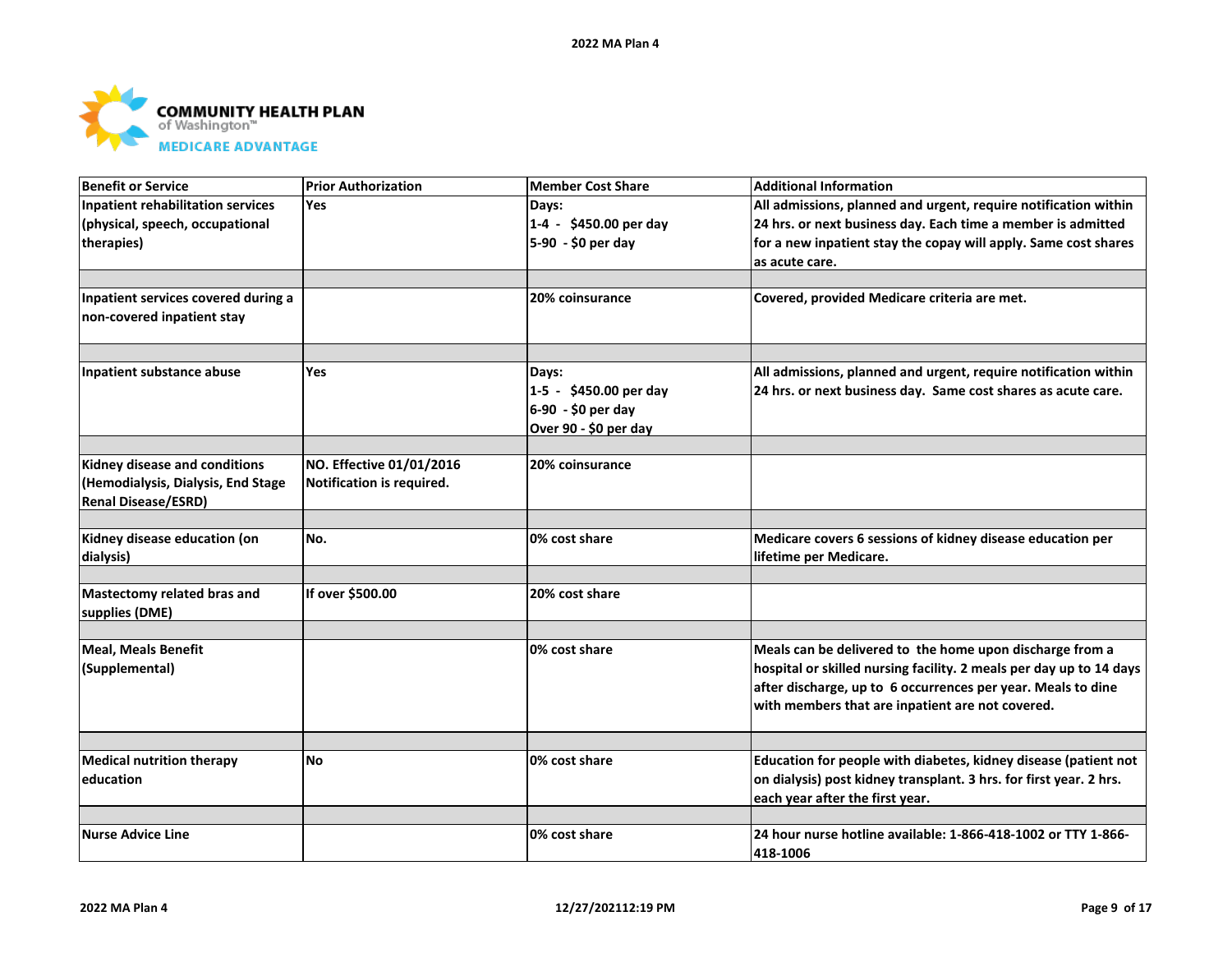COMMUNITY HEALTH PLAN of Washington™ MEDICARE ADVANTAGE

| Benefit or Service | Prior Authorization | Member Cost Share | Additional Information |
|---|---|---|---|
| Inpatient rehabilitation services (physical, speech, occupational therapies) | Yes | Days:<br>1-4 - $450.00 per day<br>5-90 - $0 per day | All admissions, planned and urgent, require notification within 24 hrs. or next business day. Each time a member is admitted for a new inpatient stay the copay will apply. Same cost shares as acute care. |
| | | | |
| Inpatient services covered during a non-covered inpatient stay | | 20% coinsurance | Covered, provided Medicare criteria are met. |
| | | | |
| Inpatient substance abuse | Yes | Days:<br>1-5 - $450.00 per day<br>6-90 - $0 per day<br>Over 90 - $0 per day | All admissions, planned and urgent, require notification within 24 hrs. or next business day. Same cost shares as acute care. |
| | | | |
| Kidney disease and conditions (Hemodialysis, Dialysis, End Stage Renal Disease/ESRD) | NO. Effective 01/01/2016 Notification is required. | 20% coinsurance | |
| | | | |
| Kidney disease education (on dialysis) | No. | 0% cost share | Medicare covers 6 sessions of kidney disease education per lifetime per Medicare. |
| | | | |
| Mastectomy related bras and supplies (DME) | If over $500.00 | 20% cost share | |
| | | | |
| Meal, Meals Benefit (Supplemental) | | 0% cost share | Meals can be delivered to the home upon discharge from a hospital or skilled nursing facility. 2 meals per day up to 14 days after discharge, up to 6 occurrences per year. Meals to dine with members that are inpatient are not covered. |
| | | | |
| Medical nutrition therapy education | No | 0% cost share | Education for people with diabetes, kidney disease (patient not on dialysis) post kidney transplant. 3 hrs. for first year. 2 hrs. each year after the first year. |
| | | | |
| Nurse Advice Line | | 0% cost share | 24 hour nurse hotline available: 1-866-418-1002 or TTY 1-866-418-1006 |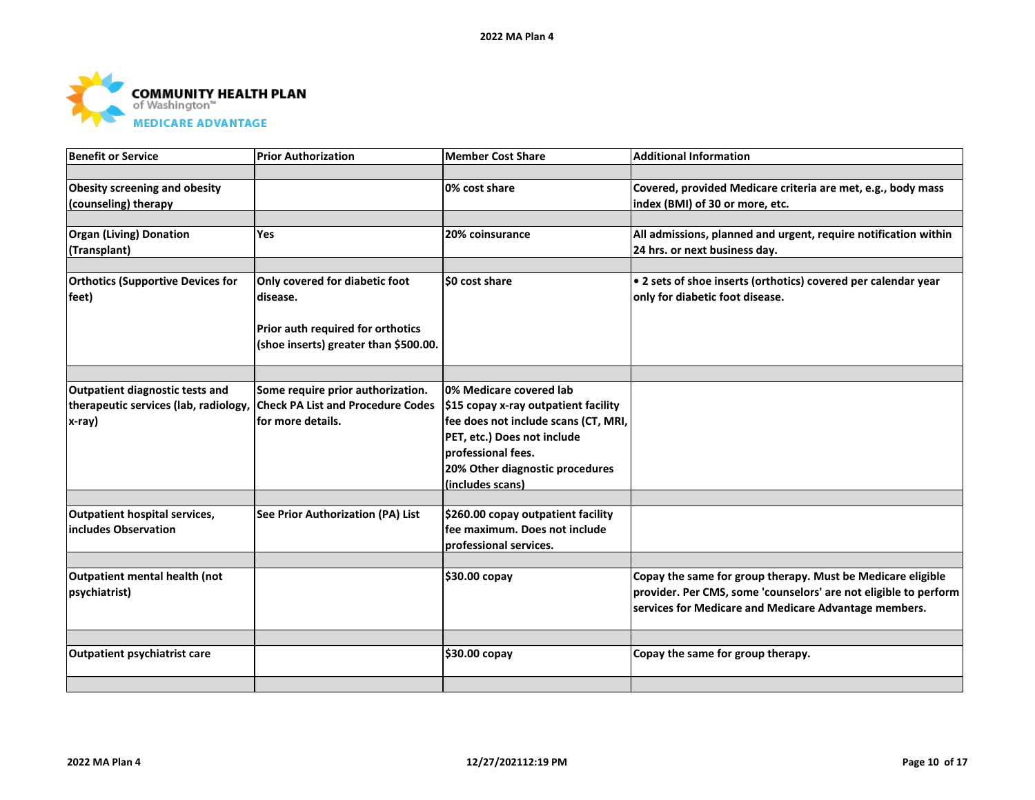**COMMUNITY HEALTH PLAN of Washington™ MEDICARE ADVANTAGE**

| Benefit or Service | Prior Authorization | Member Cost Share | Additional Information |
|---|---|---|---|
| Obesity screening and obesity (counseling) therapy | | 0% cost share | Covered, provided Medicare criteria are met, e.g., body mass index (BMI) of 30 or more, etc. |
| Organ (Living) Donation (Transplant) | Yes | 20% coinsurance | All admissions, planned and urgent, require notification within 24 hrs. or next business day. |
| Orthotics (Supportive Devices for feet) | Only covered for diabetic foot disease.<br><br>Prior auth required for orthotics (shoe inserts) greater than $500.00. | $0 cost share | • 2 sets of shoe inserts (orthotics) covered per calendar year only for diabetic foot disease. |
| Outpatient diagnostic tests and therapeutic services (lab, radiology, x-ray) | Some require prior authorization. Check PA List and Procedure Codes for more details. | 0% Medicare covered lab<br>$15 copay x-ray outpatient facility fee does not include scans (CT, MRI, PET, etc.) Does not include professional fees.<br>20% Other diagnostic procedures (includes scans) | |
| Outpatient hospital services, includes Observation | See Prior Authorization (PA) List | $260.00 copay outpatient facility fee maximum. Does not include professional services. | |
| Outpatient mental health (not psychiatrist) | | $30.00 copay | Copay the same for group therapy. Must be Medicare eligible provider. Per CMS, some 'counselors' are not eligible to perform services for Medicare and Medicare Advantage members. |
| Outpatient psychiatrist care | | $30.00 copay | Copay the same for group therapy. |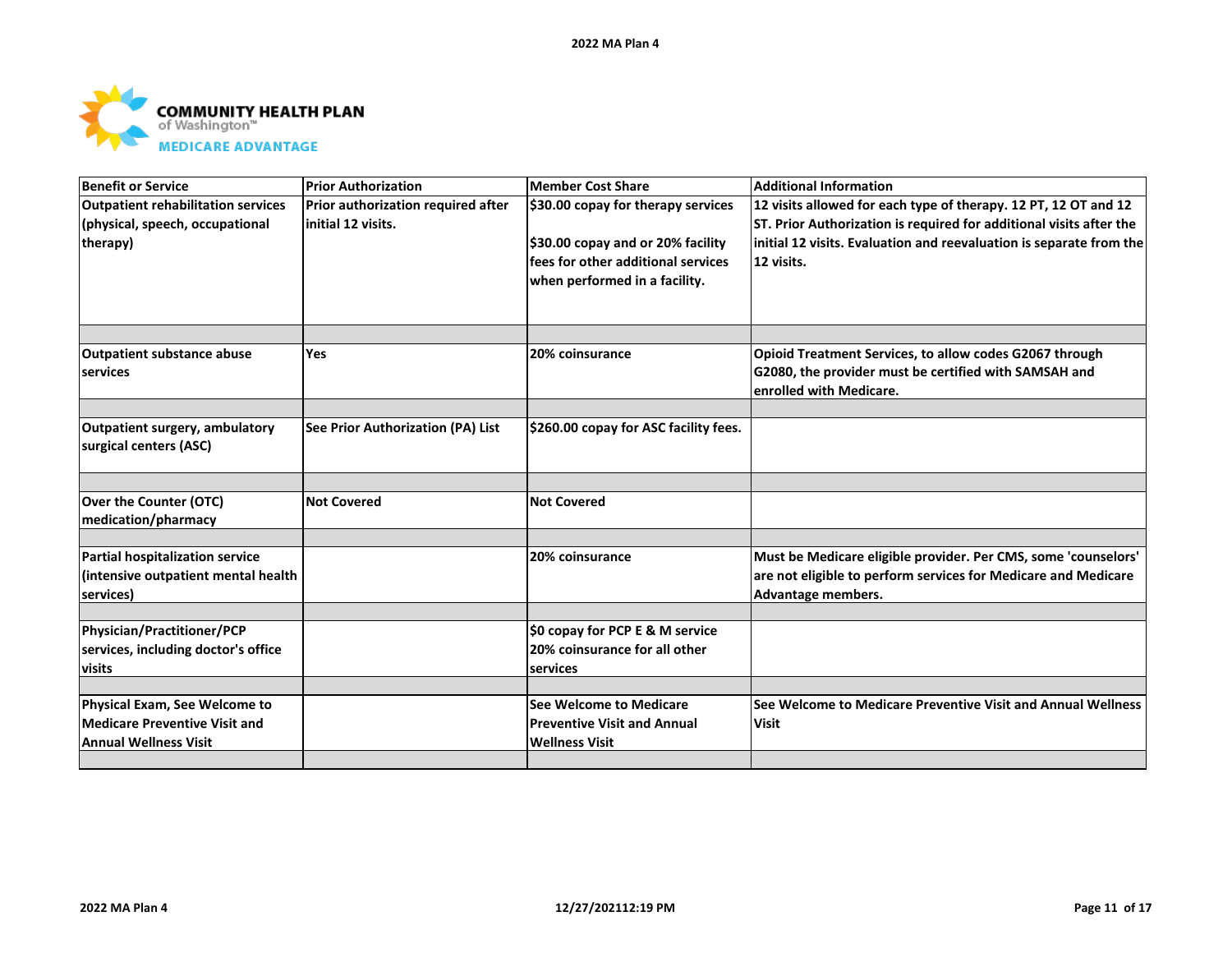**COMMUNITY HEALTH PLAN of Washington™ MEDICARE ADVANTAGE**

| Benefit or Service | Prior Authorization | Member Cost Share | Additional Information |
|---|---|---|---|
| Outpatient rehabilitation services (physical, speech, occupational therapy) | Prior authorization required after initial 12 visits. | $30.00 copay for therapy services<br><br>$30.00 copay and or 20% facility fees for other additional services when performed in a facility. | 12 visits allowed for each type of therapy. 12 PT, 12 OT and 12 ST. Prior Authorization is required for additional visits after the initial 12 visits. Evaluation and reevaluation is separate from the 12 visits. |
| | | | |
| Outpatient substance abuse services | Yes | 20% coinsurance | Opioid Treatment Services, to allow codes G2067 through G2080, the provider must be certified with SAMSAH and enrolled with Medicare. |
| | | | |
| Outpatient surgery, ambulatory surgical centers (ASC) | See Prior Authorization (PA) List | $260.00 copay for ASC facility fees. | |
| | | | |
| Over the Counter (OTC) medication/pharmacy | Not Covered | Not Covered | |
| | | | |
| Partial hospitalization service (intensive outpatient mental health services) | | 20% coinsurance | Must be Medicare eligible provider. Per CMS, some 'counselors' are not eligible to perform services for Medicare and Medicare Advantage members. |
| | | | |
| Physician/Practitioner/PCP services, including doctor's office visits | | $0 copay for PCP E & M service<br>20% coinsurance for all other services | |
| | | | |
| Physical Exam, See Welcome to Medicare Preventive Visit and Annual Wellness Visit | | See Welcome to Medicare Preventive Visit and Annual Wellness Visit | See Welcome to Medicare Preventive Visit and Annual Wellness Visit |
| | | | |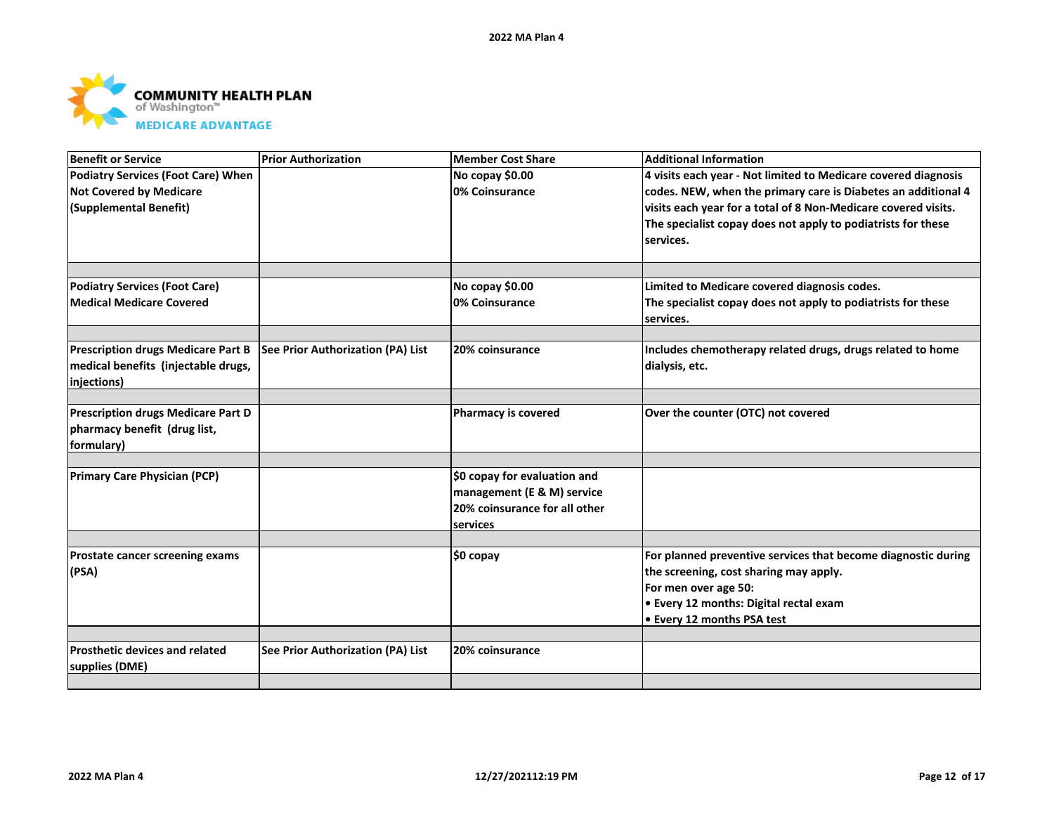**COMMUNITY HEALTH PLAN of Washington™ MEDICARE ADVANTAGE**

| Benefit or Service | Prior Authorization | Member Cost Share | Additional Information |
|---|---|---|---|
| Podiatry Services (Foot Care) When Not Covered by Medicare (Supplemental Benefit) | | No copay $0.00<br>0% Coinsurance | 4 visits each year - Not limited to Medicare covered diagnosis codes. NEW, when the primary care is Diabetes an additional 4 visits each year for a total of 8 Non-Medicare covered visits. The specialist copay does not apply to podiatrists for these services. |
| | | | |
| Podiatry Services (Foot Care) Medical Medicare Covered | | No copay $0.00<br>0% Coinsurance | Limited to Medicare covered diagnosis codes.<br>The specialist copay does not apply to podiatrists for these services. |
| | | | |
| Prescription drugs Medicare Part B medical benefits (injectable drugs, injections) | See Prior Authorization (PA) List | 20% coinsurance | Includes chemotherapy related drugs, drugs related to home dialysis, etc. |
| | | | |
| Prescription drugs Medicare Part D pharmacy benefit (drug list, formulary) | | Pharmacy is covered | Over the counter (OTC) not covered |
| | | | |
| Primary Care Physician (PCP) | | $0 copay for evaluation and management (E & M) service<br>20% coinsurance for all other services | |
| | | | |
| Prostate cancer screening exams (PSA) | | $0 copay | For planned preventive services that become diagnostic during the screening, cost sharing may apply.<br>For men over age 50:<br>• Every 12 months: Digital rectal exam<br>• Every 12 months PSA test |
| | | | |
| Prosthetic devices and related supplies (DME) | See Prior Authorization (PA) List | 20% coinsurance | |
| | | | |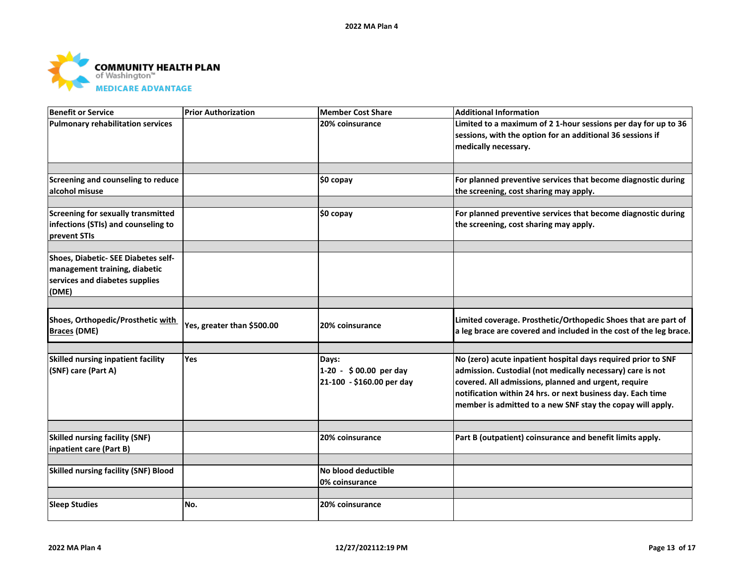COMMUNITY HEALTH PLAN of Washington™ MEDICARE ADVANTAGE

| Benefit or Service | Prior Authorization | Member Cost Share | Additional Information |
|---|---|---|---|
| Pulmonary rehabilitation services | | 20% coinsurance | Limited to a maximum of 2 1-hour sessions per day for up to 36 sessions, with the option for an additional 36 sessions if medically necessary. |
| | | | |
| Screening and counseling to reduce alcohol misuse | | $0 copay | For planned preventive services that become diagnostic during the screening, cost sharing may apply. |
| | | | |
| Screening for sexually transmitted infections (STIs) and counseling to prevent STIs | | $0 copay | For planned preventive services that become diagnostic during the screening, cost sharing may apply. |
| | | | |
| Shoes, Diabetic- SEE Diabetes self-management training, diabetic services and diabetes supplies (DME) | | | |
| | | | |
| Shoes, Orthopedic/Prosthetic with Braces (DME) | Yes, greater than $500.00 | 20% coinsurance | Limited coverage. Prosthetic/Orthopedic Shoes that are part of a leg brace are covered and included in the cost of the leg brace. |
| | | | |
| Skilled nursing inpatient facility (SNF) care (Part A) | Yes | Days:<br>1-20 - $ 00.00 per day<br>21-100 - $160.00 per day | No (zero) acute inpatient hospital days required prior to SNF admission. Custodial (not medically necessary) care is not covered. All admissions, planned and urgent, require notification within 24 hrs. or next business day. Each time member is admitted to a new SNF stay the copay will apply. |
| | | | |
| Skilled nursing facility (SNF) inpatient care (Part B) | | 20% coinsurance | Part B (outpatient) coinsurance and benefit limits apply. |
| | | | |
| Skilled nursing facility (SNF) Blood | | No blood deductible<br>0% coinsurance | |
| | | | |
| Sleep Studies | No. | 20% coinsurance | |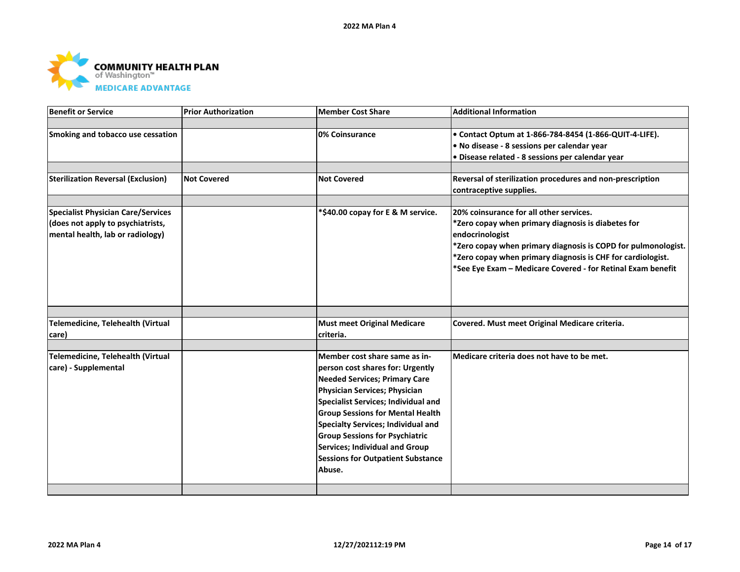**COMMUNITY HEALTH PLAN**
of Washington™
**MEDICARE ADVANTAGE**

| Benefit or Service | Prior Authorization | Member Cost Share | Additional Information |
|---|---|---|---|
| | | | |
| Smoking and tobacco use cessation | | 0% Coinsurance | • Contact Optum at 1-866-784-8454 (1-866-QUIT-4-LIFE).<br>• No disease - 8 sessions per calendar year<br>• Disease related - 8 sessions per calendar year |
| | | | |
| Sterilization Reversal (Exclusion) | Not Covered | Not Covered | Reversal of sterilization procedures and non-prescription contraceptive supplies. |
| | | | |
| Specialist Physician Care/Services (does not apply to psychiatrists, mental health, lab or radiologist) | | *$40.00 copay for E & M service. | 20% coinsurance for all other services.<br>*Zero copay when primary diagnosis is diabetes for endocrinologist<br>*Zero copay when primary diagnosis is COPD for pulmonologist.<br>*Zero copay when primary diagnosis is CHF for cardiologist.<br>*See Eye Exam – Medicare Covered - for Retinal Exam benefit |
| | | | |
| Telemedicine, Telehealth (Virtual care) | | Must meet Original Medicare criteria. | Covered. Must meet Original Medicare criteria. |
| | | | |
| Telemedicine, Telehealth (Virtual care) - Supplemental | | Member cost share same as in-person cost shares for: Urgently Needed Services; Primary Care Physician Services; Physician Specialist Services; Individual and Group Sessions for Mental Health Specialty Services; Individual and Group Sessions for Psychiatric Services; Individual and Group Sessions for Outpatient Substance Abuse. | Medicare criteria does not have to be met. |
| | | | |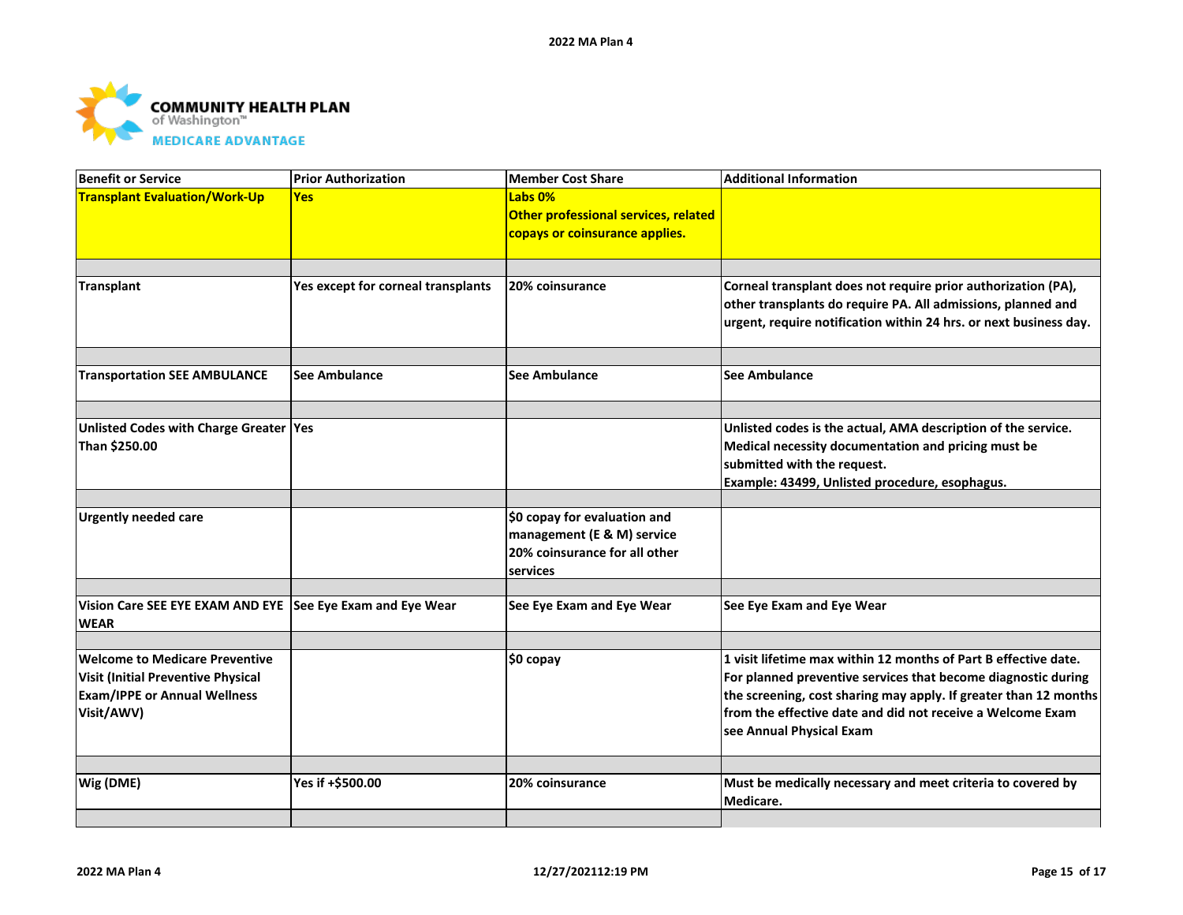| Benefit or Service | Prior Authorization | Member Cost Share | Additional Information |
|---|---|---|---|
| **Transplant Evaluation/Work-Up** | **Yes** | **Labs 0%**<br>**Other professional services, related copays or coinsurance applies.** | |
| | | | |
| **Transplant** | **Yes except for corneal transplants** | **20% coinsurance** | **Corneal transplant does not require prior authorization (PA), other transplants do require PA. All admissions, planned and urgent, require notification within 24 hrs. or next business day.** |
| | | | |
| **Transportation SEE AMBULANCE** | **See Ambulance** | **See Ambulance** | **See Ambulance** |
| | | | |
| **Unlisted Codes with Charge Greater Than $250.00** | **Yes** | | **Unlisted codes is the actual, AMA description of the service. Medical necessity documentation and pricing must be submitted with the request.**<br>**Example: 43499, Unlisted procedure, esophagus.** |
| | | | |
| **Urgently needed care** | | **$0 copay for evaluation and management (E & M) service**<br>**20% coinsurance for all other services** | |
| | | | |
| **Vision Care SEE EYE EXAM AND EYE WEAR** | **See Eye Exam and Eye Wear** | **See Eye Exam and Eye Wear** | **See Eye Exam and Eye Wear** |
| | | | |
| **Welcome to Medicare Preventive Visit (Initial Preventive Physical Exam/IPPE or Annual Wellness Visit/AWV)** | | **$0 copay** | **1 visit lifetime max within 12 months of Part B effective date. For planned preventive services that become diagnostic during the screening, cost sharing may apply. If greater than 12 months from the effective date and did not receive a Welcome Exam see Annual Physical Exam** |
| | | | |
| **Wig (DME)** | **Yes if +$500.00** | **20% coinsurance** | **Must be medically necessary and meet criteria to covered by Medicare.** |
| | | | |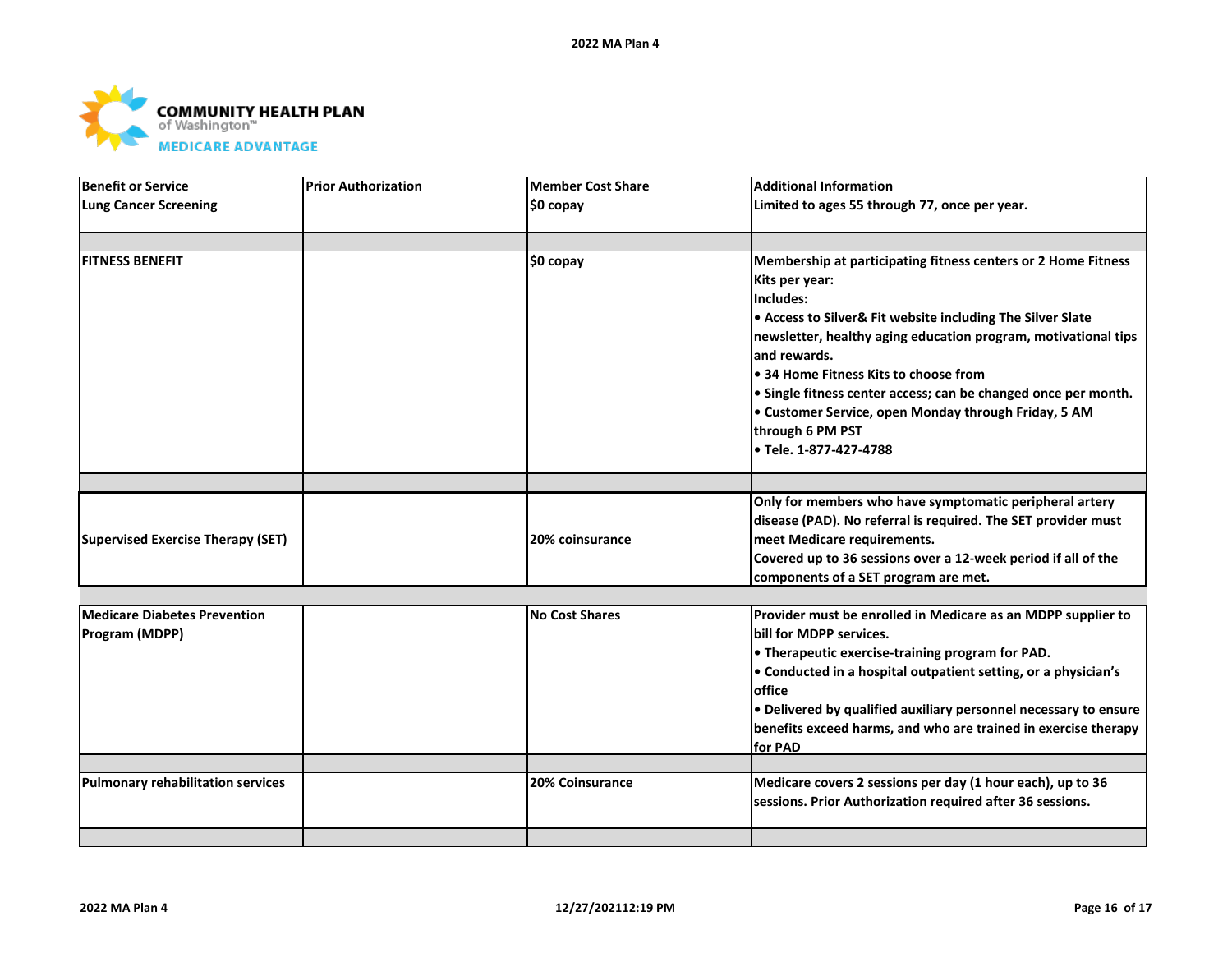**COMMUNITY HEALTH PLAN** of Washington™
**MEDICARE ADVANTAGE**

| Benefit or Service | Prior Authorization | Member Cost Share | Additional Information |
|---|---|---|---|
| Lung Cancer Screening | | $0 copay | Limited to ages 55 through 77, once per year. |
| | | | |
| FITNESS BENEFIT | | $0 copay | Membership at participating fitness centers or 2 Home Fitness Kits per year:<br>Includes:<br>• Access to Silver& Fit website including The Silver Slate newsletter, healthy aging education program, motivational tips and rewards.<br>• 34 Home Fitness Kits to choose from<br>• Single fitness center access; can be changed once per month.<br>• Customer Service, open Monday through Friday, 5 AM through 6 PM PST<br>• Tele. 1-877-427-4788 |
| | | | |
| Supervised Exercise Therapy (SET) | | 20% coinsurance | Only for members who have symptomatic peripheral artery disease (PAD). No referral is required. The SET provider must meet Medicare requirements.<br>Covered up to 36 sessions over a 12-week period if all of the components of a SET program are met. |
| | | | |
| Medicare Diabetes Prevention Program (MDPP) | | No Cost Shares | Provider must be enrolled in Medicare as an MDPP supplier to bill for MDPP services.<br>• Therapeutic exercise-training program for PAD.<br>• Conducted in a hospital outpatient setting, or a physician's office<br>• Delivered by qualified auxiliary personnel necessary to ensure benefits exceed harms, and who are trained in exercise therapy for PAD |
| | | | |
| Pulmonary rehabilitation services | | 20% Coinsurance | Medicare covers 2 sessions per day (1 hour each), up to 36 sessions. Prior Authorization required after 36 sessions. |
| | | | |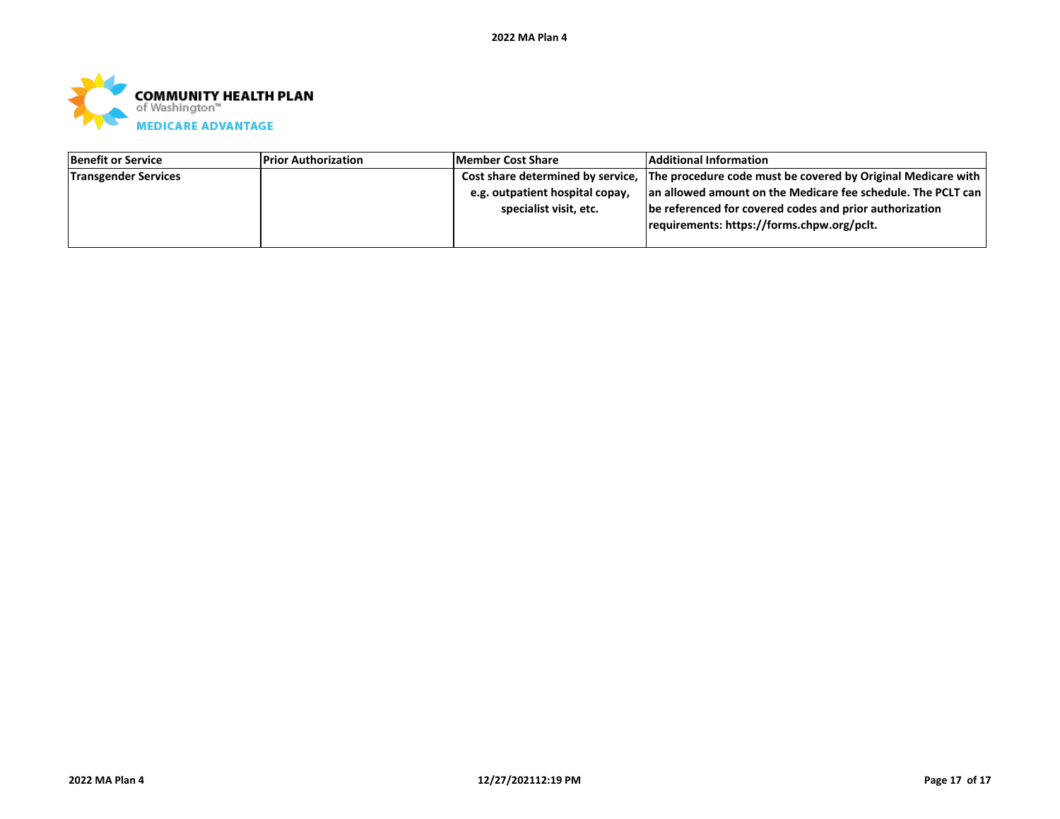| Benefit or Service | Prior Authorization | Member Cost Share | Additional Information |
|---|---|---|---|
| Transgender Services | | Cost share determined by service, e.g. outpatient hospital copay, specialist visit, etc. | The procedure code must be covered by Original Medicare with an allowed amount on the Medicare fee schedule. The PCLT can be referenced for covered codes and prior authorization requirements: https://forms.chpw.org/pclt. |